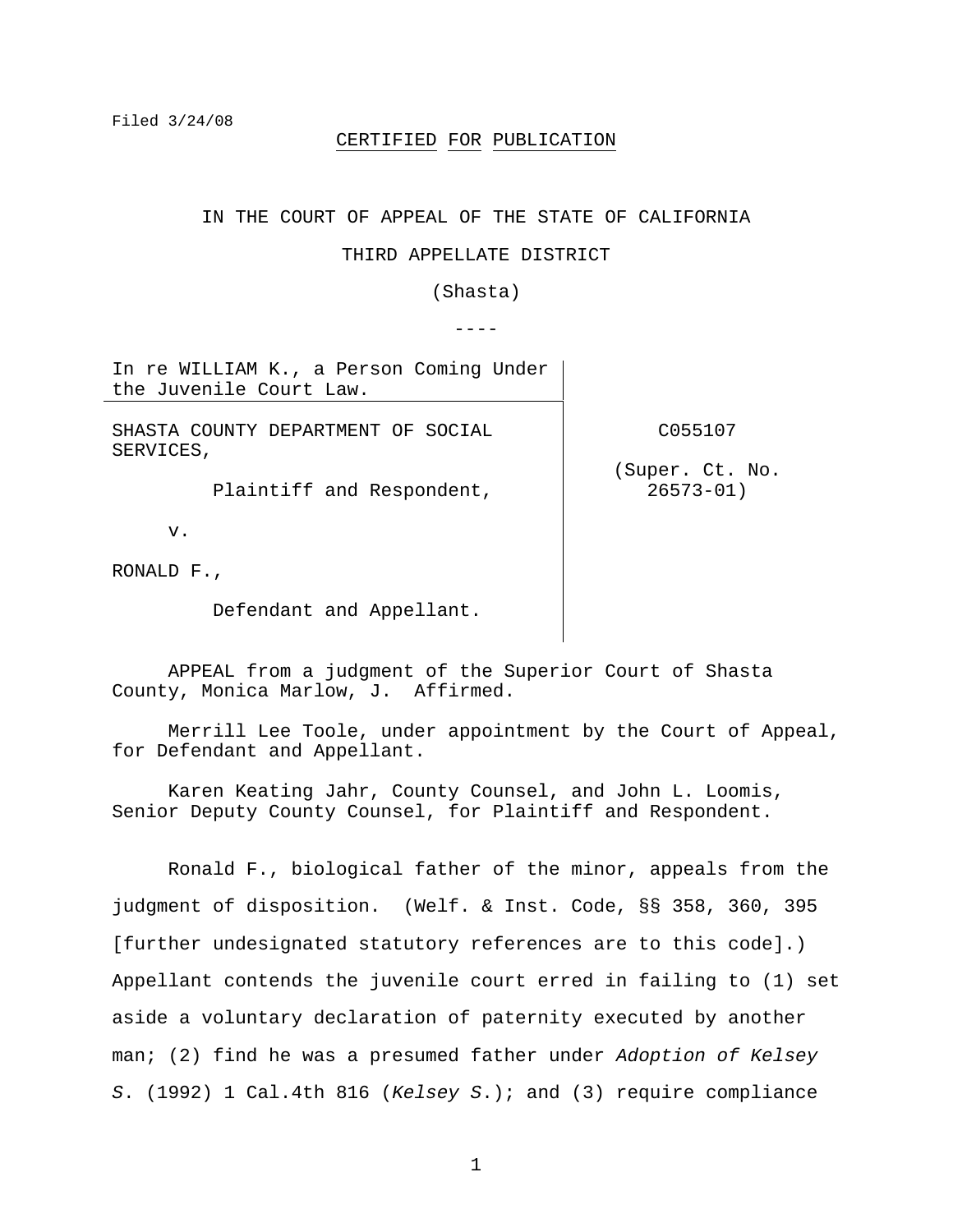Filed 3/24/08

CERTIFIED FOR PUBLICATION

IN THE COURT OF APPEAL OF THE STATE OF CALIFORNIA

THIRD APPELLATE DISTRICT

(Shasta)

----

| | |
|---|---|
| In re WILLIAM K., a Person Coming Under the Juvenile Court Law. | |
| SHASTA COUNTY DEPARTMENT OF SOCIAL SERVICES,<br><br>Plaintiff and Respondent,<br><br>v.<br><br>RONALD F.,<br><br>Defendant and Appellant. | C055107<br><br>(Super. Ct. No. 26573-01) |

APPEAL from a judgment of the Superior Court of Shasta County, Monica Marlow, J. Affirmed.

Merrill Lee Toole, under appointment by the Court of Appeal, for Defendant and Appellant.

Karen Keating Jahr, County Counsel, and John L. Loomis, Senior Deputy County Counsel, for Plaintiff and Respondent.

Ronald F., biological father of the minor, appeals from the judgment of disposition. (Welf. & Inst. Code, §§ 358, 360, 395 [further undesignated statutory references are to this code].) Appellant contends the juvenile court erred in failing to (1) set aside a voluntary declaration of paternity executed by another man; (2) find he was a presumed father under *Adoption of Kelsey S*. (1992) 1 Cal.4th 816 (*Kelsey S*.); and (3) require compliance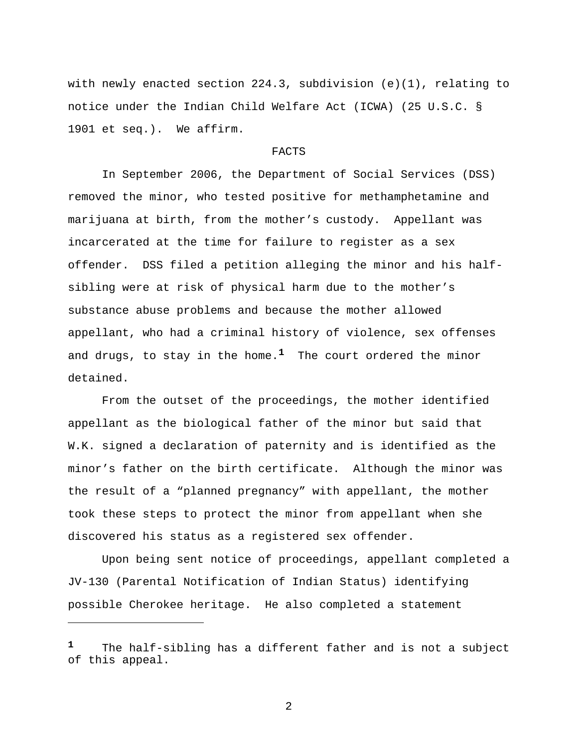with newly enacted section 224.3, subdivision (e)(1), relating to notice under the Indian Child Welfare Act (ICWA) (25 U.S.C. § 1901 et seq.). We affirm.

## FACTS

In September 2006, the Department of Social Services (DSS) removed the minor, who tested positive for methamphetamine and marijuana at birth, from the mother's custody. Appellant was incarcerated at the time for failure to register as a sex offender. DSS filed a petition alleging the minor and his half-sibling were at risk of physical harm due to the mother's substance abuse problems and because the mother allowed appellant, who had a criminal history of violence, sex offenses and drugs, to stay in the home.[1] The court ordered the minor detained.

From the outset of the proceedings, the mother identified appellant as the biological father of the minor but said that W.K. signed a declaration of paternity and is identified as the minor's father on the birth certificate. Although the minor was the result of a "planned pregnancy" with appellant, the mother took these steps to protect the minor from appellant when she discovered his status as a registered sex offender.

Upon being sent notice of proceedings, appellant completed a JV-130 (Parental Notification of Indian Status) identifying possible Cherokee heritage. He also completed a statement

---

[1] The half-sibling has a different father and is not a subject of this appeal.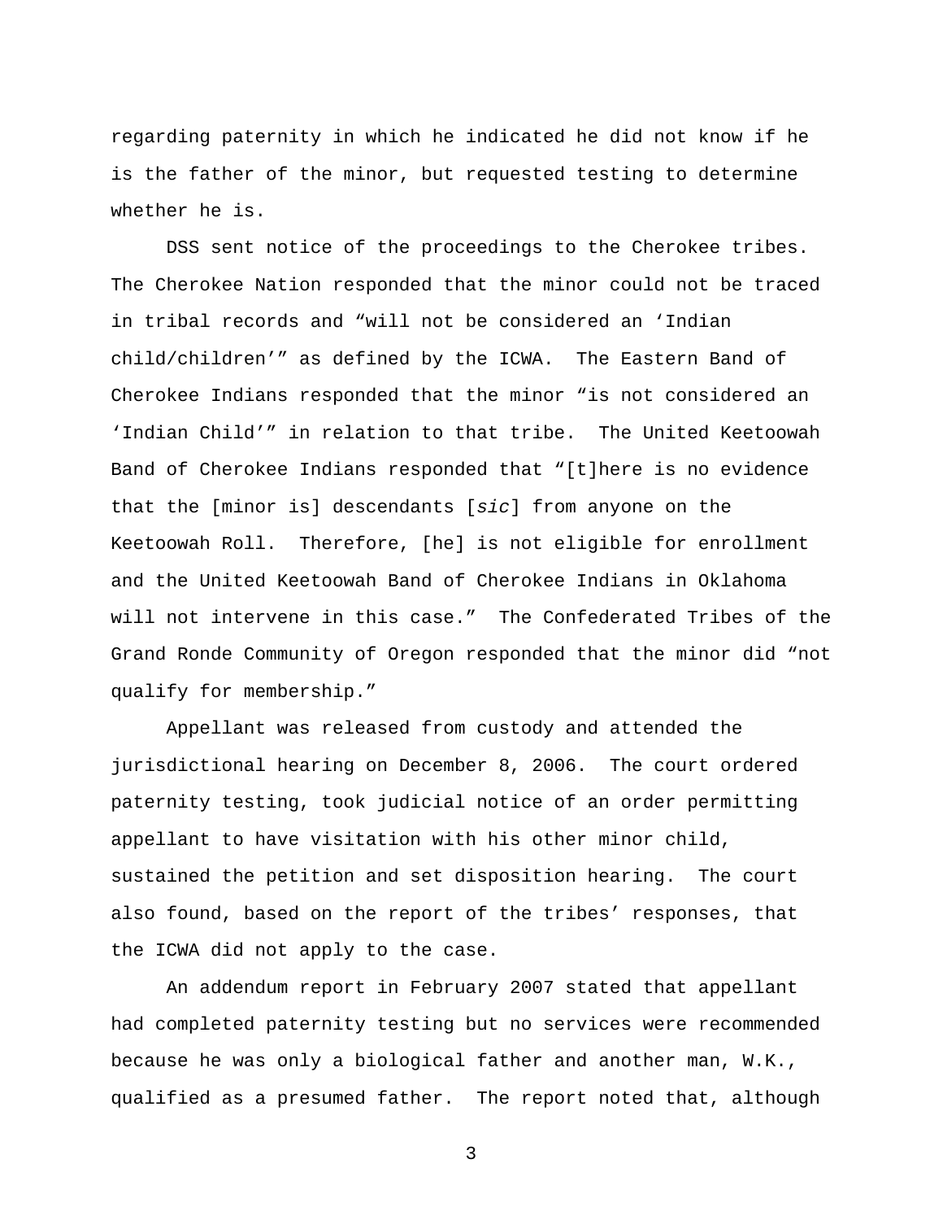regarding paternity in which he indicated he did not know if he is the father of the minor, but requested testing to determine whether he is.

DSS sent notice of the proceedings to the Cherokee tribes. The Cherokee Nation responded that the minor could not be traced in tribal records and "will not be considered an 'Indian child/children'" as defined by the ICWA. The Eastern Band of Cherokee Indians responded that the minor "is not considered an 'Indian Child'" in relation to that tribe. The United Keetoowah Band of Cherokee Indians responded that "[t]here is no evidence that the [minor is] descendants [*sic*] from anyone on the Keetoowah Roll. Therefore, [he] is not eligible for enrollment and the United Keetoowah Band of Cherokee Indians in Oklahoma will not intervene in this case." The Confederated Tribes of the Grand Ronde Community of Oregon responded that the minor did "not qualify for membership."

Appellant was released from custody and attended the jurisdictional hearing on December 8, 2006. The court ordered paternity testing, took judicial notice of an order permitting appellant to have visitation with his other minor child, sustained the petition and set disposition hearing. The court also found, based on the report of the tribes' responses, that the ICWA did not apply to the case.

An addendum report in February 2007 stated that appellant had completed paternity testing but no services were recommended because he was only a biological father and another man, W.K., qualified as a presumed father. The report noted that, although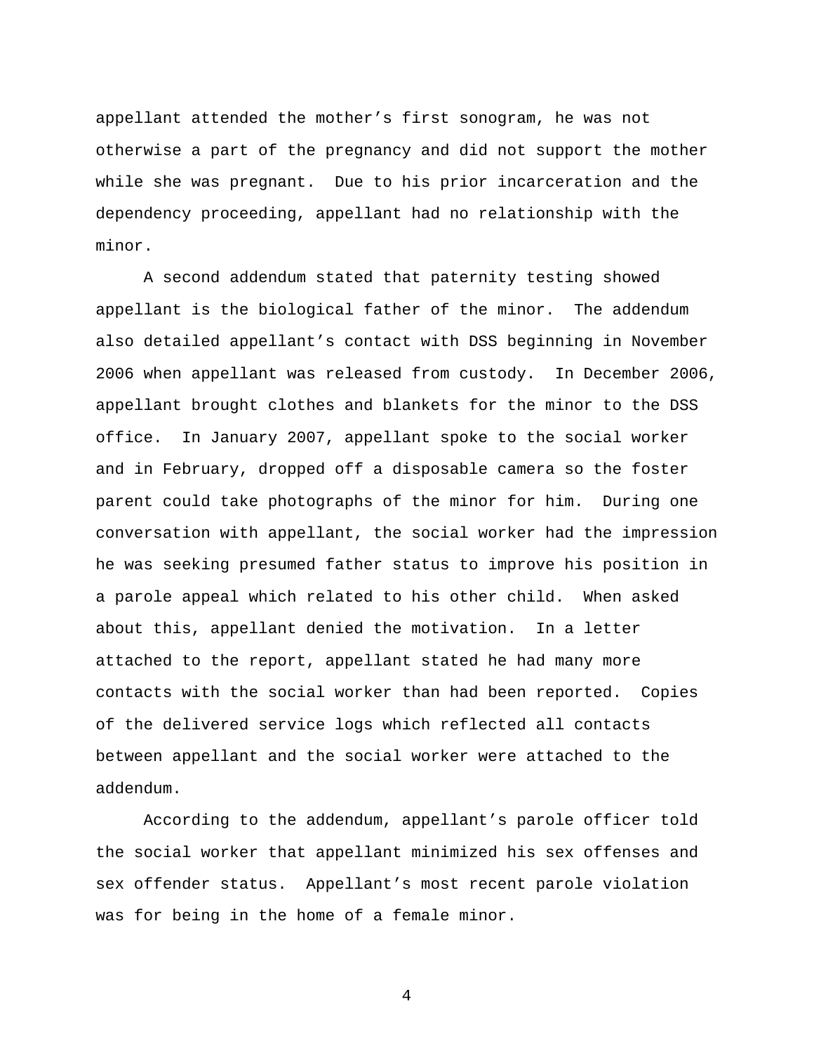appellant attended the mother's first sonogram, he was not otherwise a part of the pregnancy and did not support the mother while she was pregnant. Due to his prior incarceration and the dependency proceeding, appellant had no relationship with the minor.

A second addendum stated that paternity testing showed appellant is the biological father of the minor. The addendum also detailed appellant's contact with DSS beginning in November 2006 when appellant was released from custody. In December 2006, appellant brought clothes and blankets for the minor to the DSS office. In January 2007, appellant spoke to the social worker and in February, dropped off a disposable camera so the foster parent could take photographs of the minor for him. During one conversation with appellant, the social worker had the impression he was seeking presumed father status to improve his position in a parole appeal which related to his other child. When asked about this, appellant denied the motivation. In a letter attached to the report, appellant stated he had many more contacts with the social worker than had been reported. Copies of the delivered service logs which reflected all contacts between appellant and the social worker were attached to the addendum.

According to the addendum, appellant's parole officer told the social worker that appellant minimized his sex offenses and sex offender status. Appellant's most recent parole violation was for being in the home of a female minor.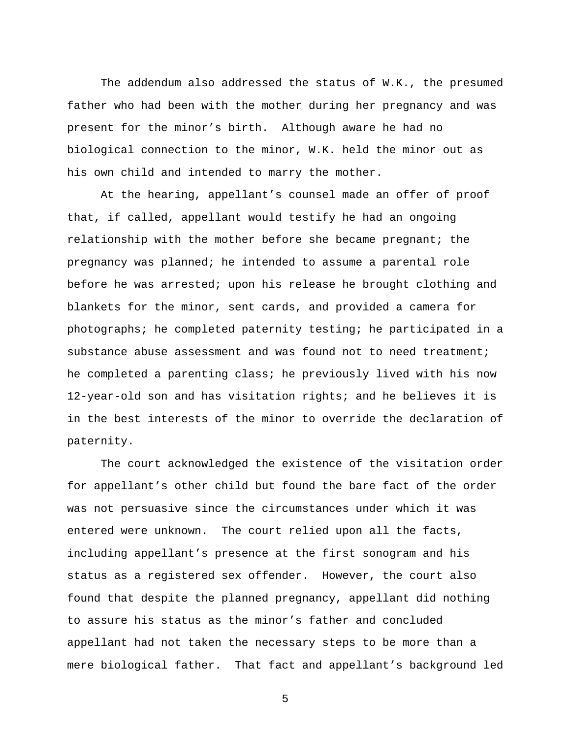The addendum also addressed the status of W.K., the presumed father who had been with the mother during her pregnancy and was present for the minor's birth. Although aware he had no biological connection to the minor, W.K. held the minor out as his own child and intended to marry the mother.

At the hearing, appellant's counsel made an offer of proof that, if called, appellant would testify he had an ongoing relationship with the mother before she became pregnant; the pregnancy was planned; he intended to assume a parental role before he was arrested; upon his release he brought clothing and blankets for the minor, sent cards, and provided a camera for photographs; he completed paternity testing; he participated in a substance abuse assessment and was found not to need treatment; he completed a parenting class; he previously lived with his now 12-year-old son and has visitation rights; and he believes it is in the best interests of the minor to override the declaration of paternity.

The court acknowledged the existence of the visitation order for appellant's other child but found the bare fact of the order was not persuasive since the circumstances under which it was entered were unknown. The court relied upon all the facts, including appellant's presence at the first sonogram and his status as a registered sex offender. However, the court also found that despite the planned pregnancy, appellant did nothing to assure his status as the minor's father and concluded appellant had not taken the necessary steps to be more than a mere biological father. That fact and appellant's background led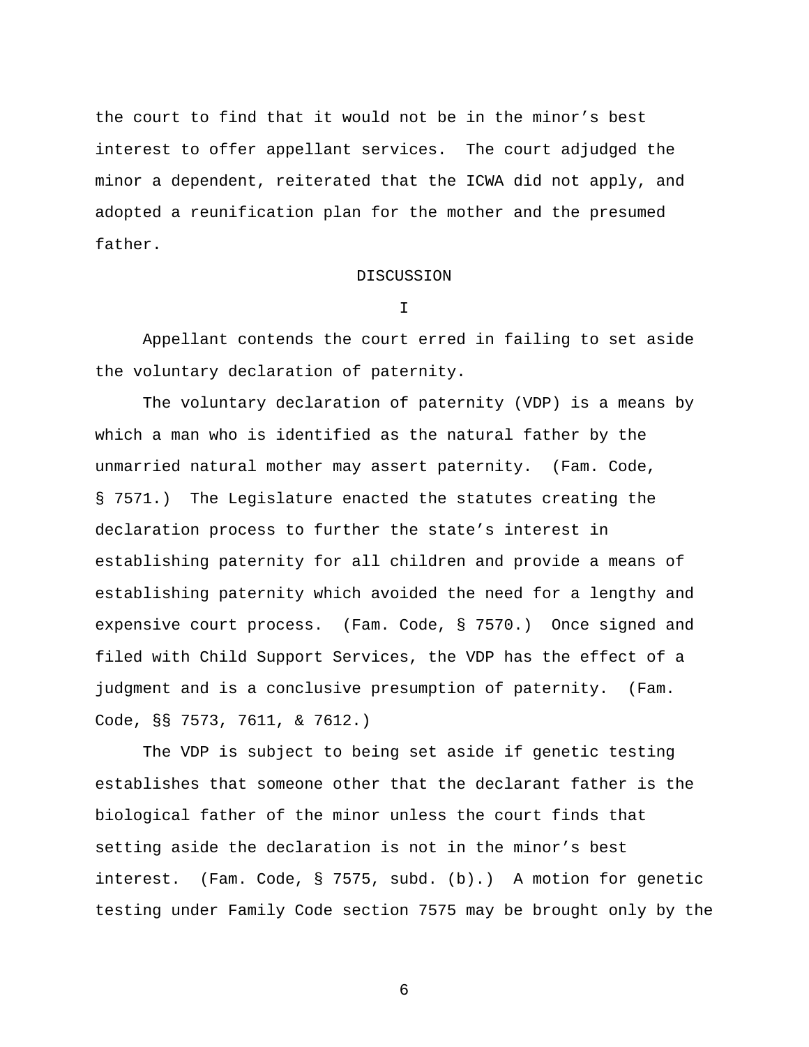the court to find that it would not be in the minor's best interest to offer appellant services. The court adjudged the minor a dependent, reiterated that the ICWA did not apply, and adopted a reunification plan for the mother and the presumed father.

## DISCUSSION

### I

Appellant contends the court erred in failing to set aside the voluntary declaration of paternity.

The voluntary declaration of paternity (VDP) is a means by which a man who is identified as the natural father by the unmarried natural mother may assert paternity. (Fam. Code, § 7571.) The Legislature enacted the statutes creating the declaration process to further the state's interest in establishing paternity for all children and provide a means of establishing paternity which avoided the need for a lengthy and expensive court process. (Fam. Code, § 7570.) Once signed and filed with Child Support Services, the VDP has the effect of a judgment and is a conclusive presumption of paternity. (Fam. Code, §§ 7573, 7611, & 7612.)

The VDP is subject to being set aside if genetic testing establishes that someone other that the declarant father is the biological father of the minor unless the court finds that setting aside the declaration is not in the minor's best interest. (Fam. Code, § 7575, subd. (b).) A motion for genetic testing under Family Code section 7575 may be brought only by the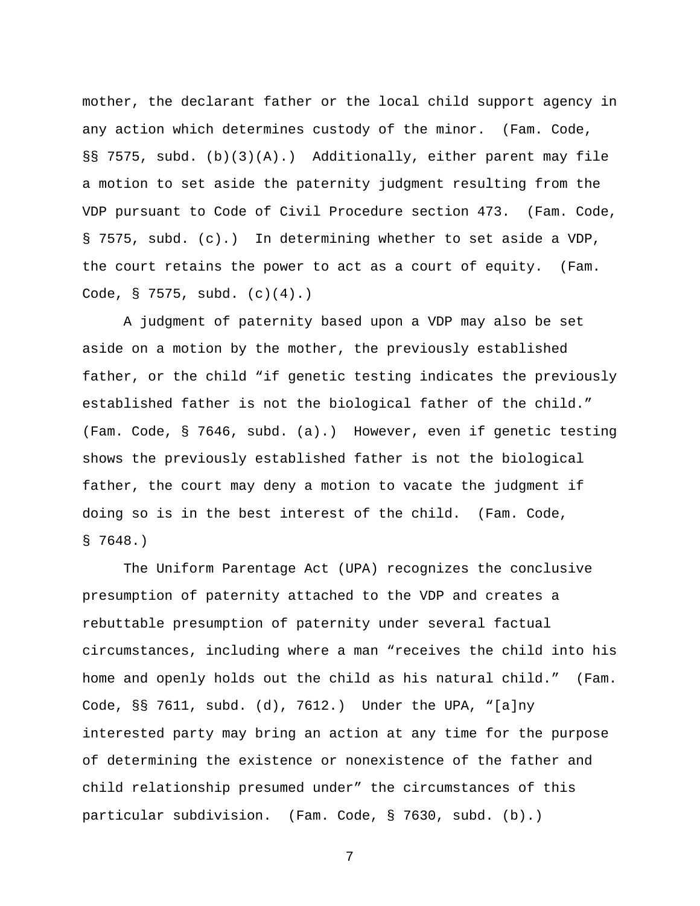mother, the declarant father or the local child support agency in any action which determines custody of the minor. (Fam. Code, §§ 7575, subd. (b)(3)(A).) Additionally, either parent may file a motion to set aside the paternity judgment resulting from the VDP pursuant to Code of Civil Procedure section 473. (Fam. Code, § 7575, subd. (c).) In determining whether to set aside a VDP, the court retains the power to act as a court of equity. (Fam. Code, § 7575, subd. (c)(4).)

A judgment of paternity based upon a VDP may also be set aside on a motion by the mother, the previously established father, or the child "if genetic testing indicates the previously established father is not the biological father of the child." (Fam. Code, § 7646, subd. (a).) However, even if genetic testing shows the previously established father is not the biological father, the court may deny a motion to vacate the judgment if doing so is in the best interest of the child. (Fam. Code, § 7648.)

The Uniform Parentage Act (UPA) recognizes the conclusive presumption of paternity attached to the VDP and creates a rebuttable presumption of paternity under several factual circumstances, including where a man "receives the child into his home and openly holds out the child as his natural child." (Fam. Code, §§ 7611, subd. (d), 7612.) Under the UPA, "[a]ny interested party may bring an action at any time for the purpose of determining the existence or nonexistence of the father and child relationship presumed under" the circumstances of this particular subdivision. (Fam. Code, § 7630, subd. (b).)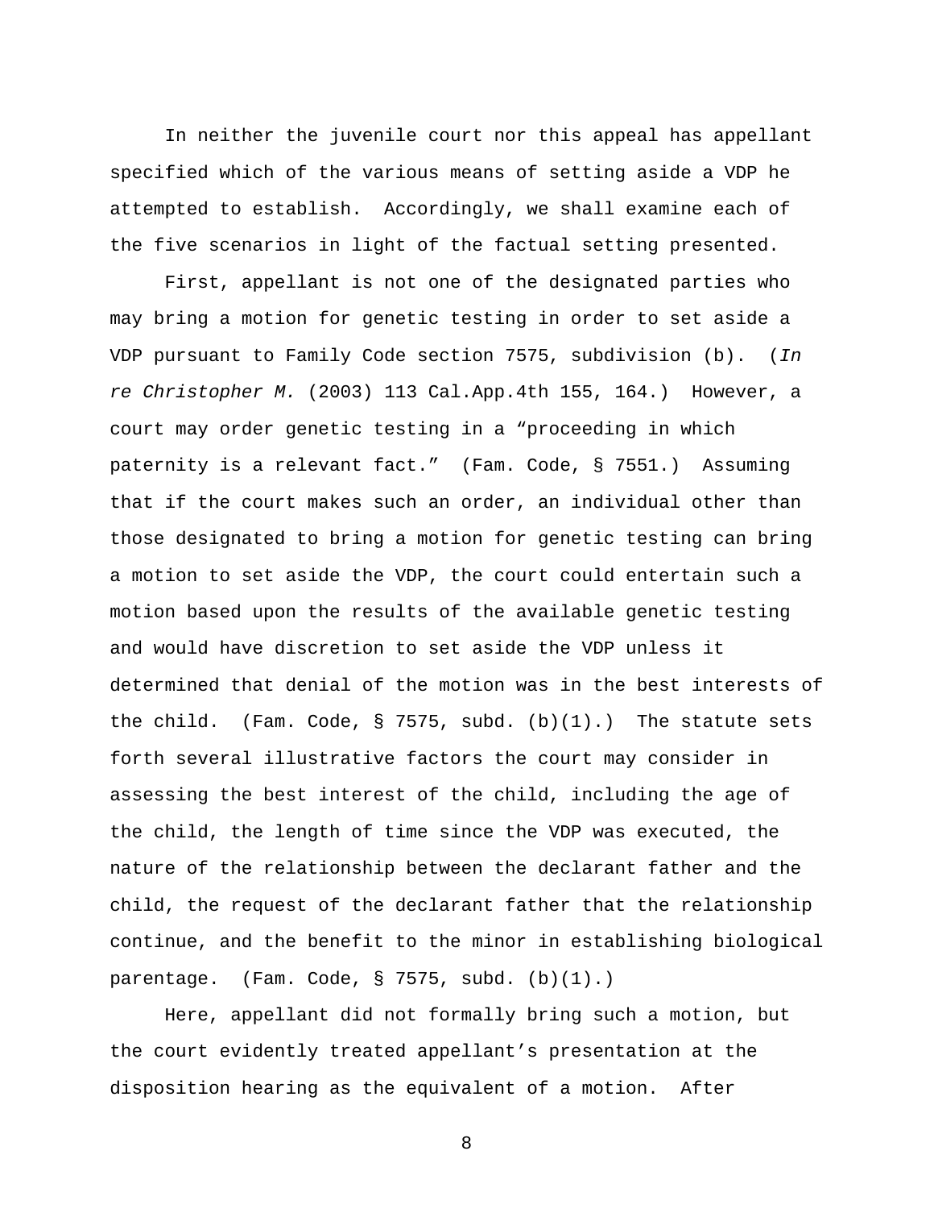In neither the juvenile court nor this appeal has appellant specified which of the various means of setting aside a VDP he attempted to establish. Accordingly, we shall examine each of the five scenarios in light of the factual setting presented.

First, appellant is not one of the designated parties who may bring a motion for genetic testing in order to set aside a VDP pursuant to Family Code section 7575, subdivision (b). (*In re Christopher M.* (2003) 113 Cal.App.4th 155, 164.) However, a court may order genetic testing in a "proceeding in which paternity is a relevant fact." (Fam. Code, § 7551.) Assuming that if the court makes such an order, an individual other than those designated to bring a motion for genetic testing can bring a motion to set aside the VDP, the court could entertain such a motion based upon the results of the available genetic testing and would have discretion to set aside the VDP unless it determined that denial of the motion was in the best interests of the child. (Fam. Code, § 7575, subd. (b)(1).) The statute sets forth several illustrative factors the court may consider in assessing the best interest of the child, including the age of the child, the length of time since the VDP was executed, the nature of the relationship between the declarant father and the child, the request of the declarant father that the relationship continue, and the benefit to the minor in establishing biological parentage. (Fam. Code, § 7575, subd. (b)(1).)

Here, appellant did not formally bring such a motion, but the court evidently treated appellant's presentation at the disposition hearing as the equivalent of a motion. After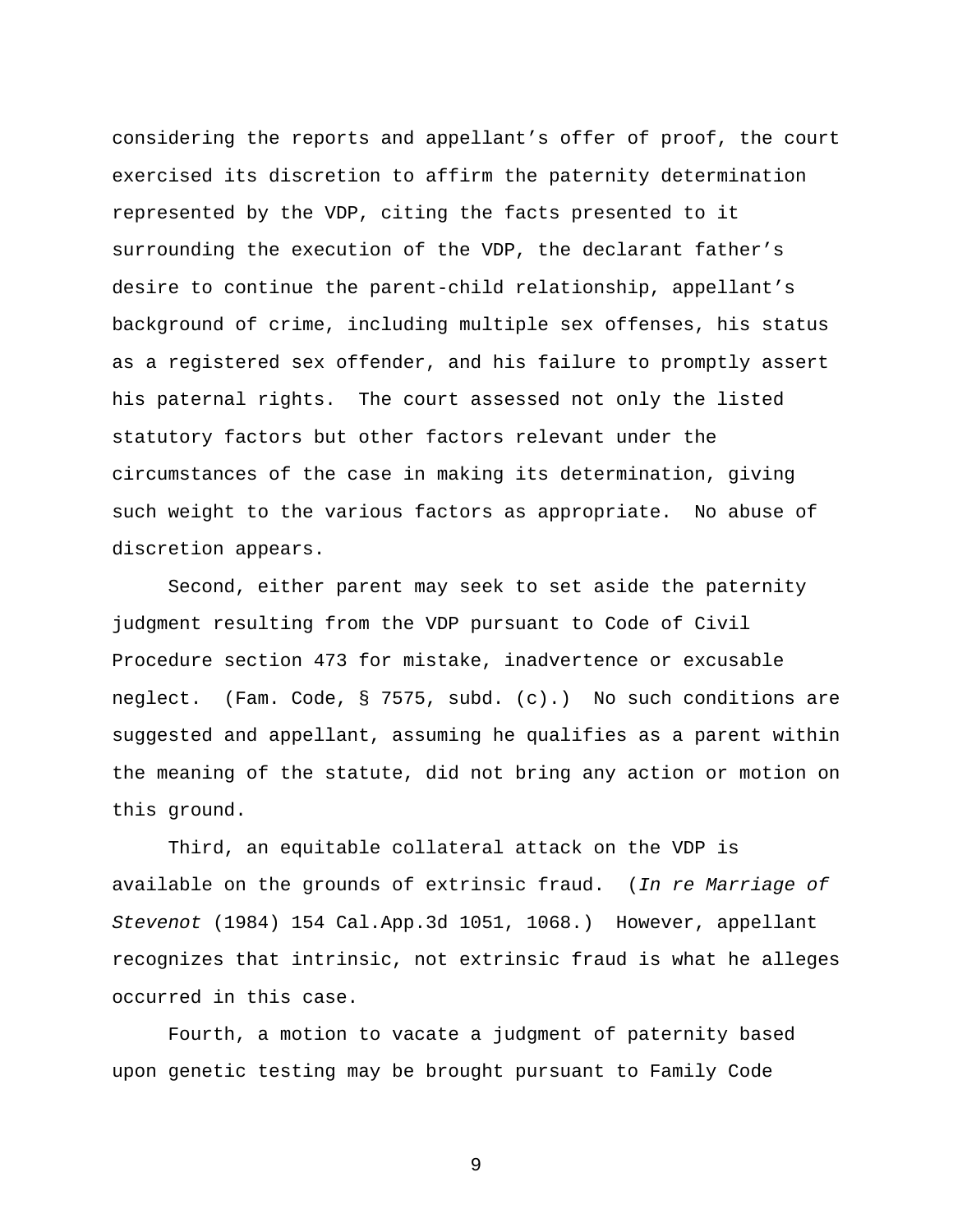considering the reports and appellant's offer of proof, the court exercised its discretion to affirm the paternity determination represented by the VDP, citing the facts presented to it surrounding the execution of the VDP, the declarant father's desire to continue the parent-child relationship, appellant's background of crime, including multiple sex offenses, his status as a registered sex offender, and his failure to promptly assert his paternal rights. The court assessed not only the listed statutory factors but other factors relevant under the circumstances of the case in making its determination, giving such weight to the various factors as appropriate. No abuse of discretion appears.

Second, either parent may seek to set aside the paternity judgment resulting from the VDP pursuant to Code of Civil Procedure section 473 for mistake, inadvertence or excusable neglect. (Fam. Code, § 7575, subd. (c).) No such conditions are suggested and appellant, assuming he qualifies as a parent within the meaning of the statute, did not bring any action or motion on this ground.

Third, an equitable collateral attack on the VDP is available on the grounds of extrinsic fraud. (*In re Marriage of Stevenot* (1984) 154 Cal.App.3d 1051, 1068.) However, appellant recognizes that intrinsic, not extrinsic fraud is what he alleges occurred in this case.

Fourth, a motion to vacate a judgment of paternity based upon genetic testing may be brought pursuant to Family Code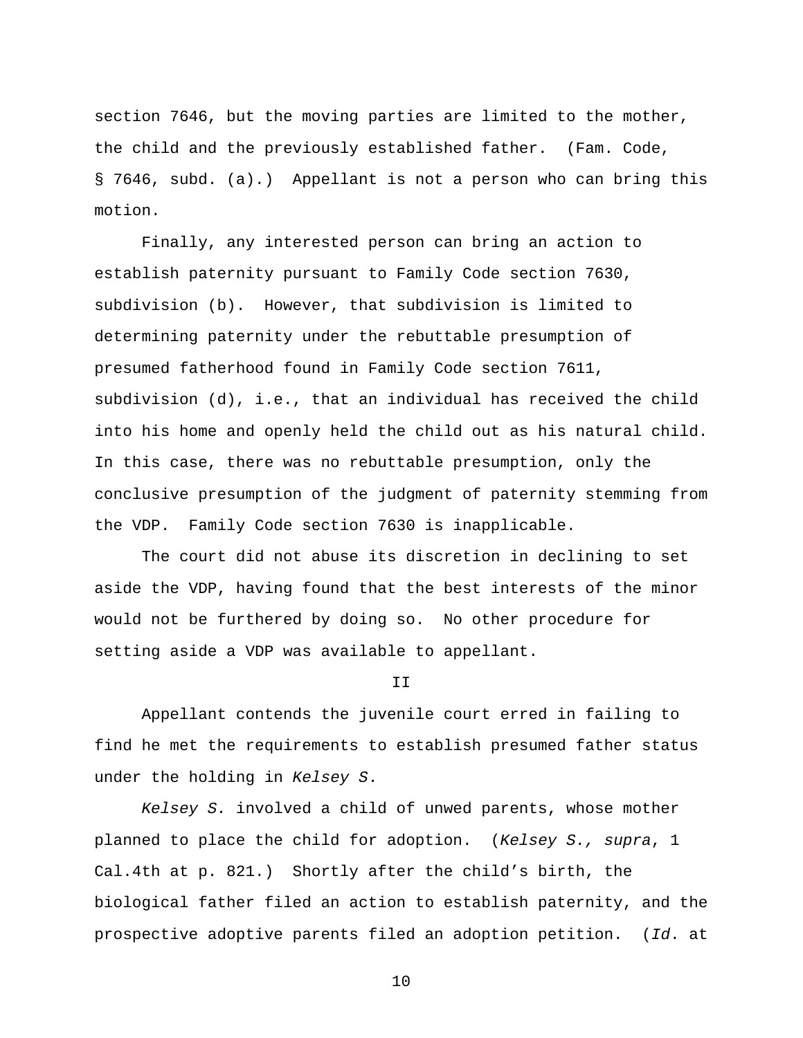section 7646, but the moving parties are limited to the mother, the child and the previously established father. (Fam. Code, § 7646, subd. (a).) Appellant is not a person who can bring this motion.

Finally, any interested person can bring an action to establish paternity pursuant to Family Code section 7630, subdivision (b). However, that subdivision is limited to determining paternity under the rebuttable presumption of presumed fatherhood found in Family Code section 7611, subdivision (d), i.e., that an individual has received the child into his home and openly held the child out as his natural child. In this case, there was no rebuttable presumption, only the conclusive presumption of the judgment of paternity stemming from the VDP. Family Code section 7630 is inapplicable.

The court did not abuse its discretion in declining to set aside the VDP, having found that the best interests of the minor would not be furthered by doing so. No other procedure for setting aside a VDP was available to appellant.

II

Appellant contends the juvenile court erred in failing to find he met the requirements to establish presumed father status under the holding in *Kelsey S*.

*Kelsey S.* involved a child of unwed parents, whose mother planned to place the child for adoption. (*Kelsey S., supra*, 1 Cal.4th at p. 821.) Shortly after the child's birth, the biological father filed an action to establish paternity, and the prospective adoptive parents filed an adoption petition. (*Id*. at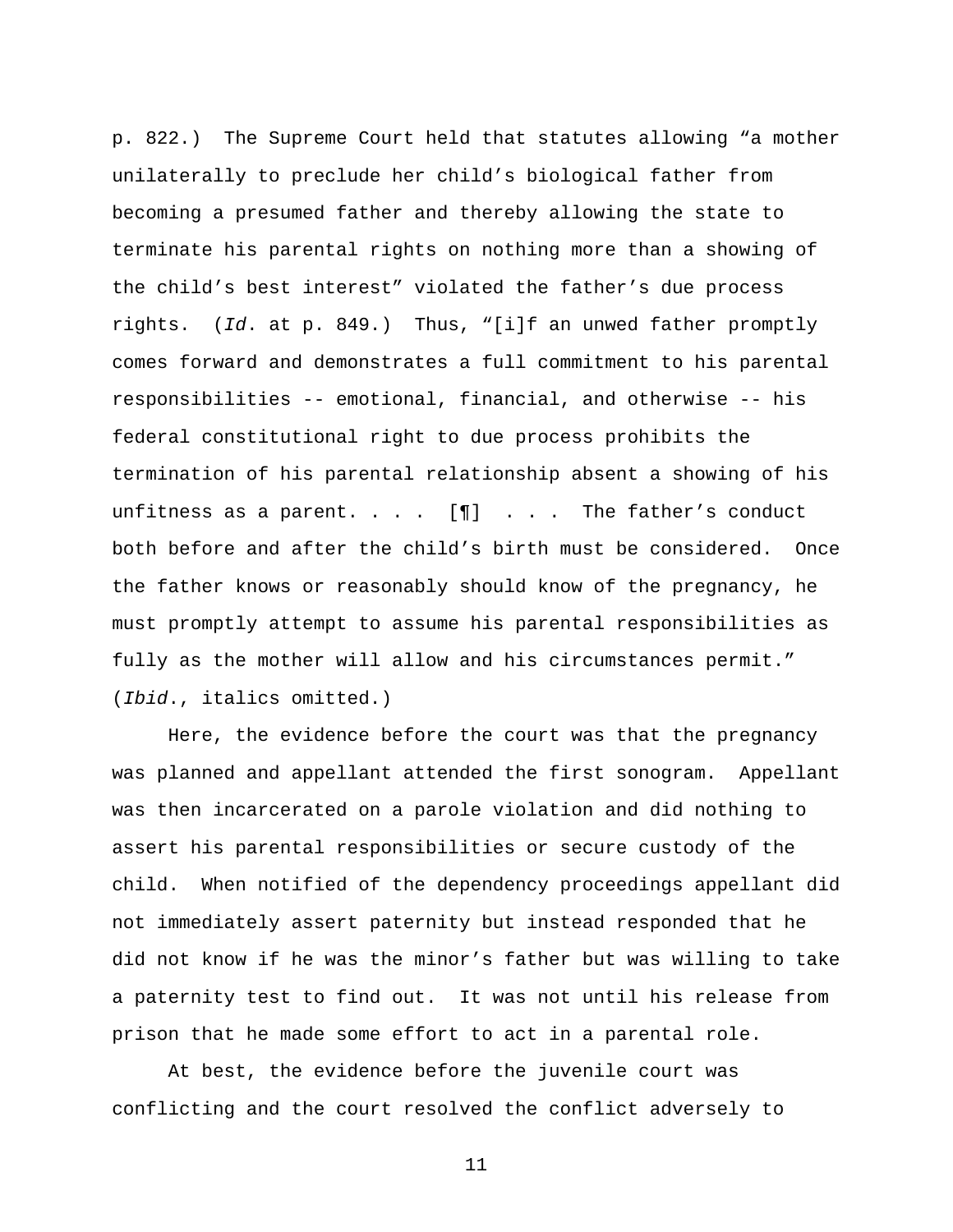p. 822.) The Supreme Court held that statutes allowing "a mother unilaterally to preclude her child's biological father from becoming a presumed father and thereby allowing the state to terminate his parental rights on nothing more than a showing of the child's best interest" violated the father's due process rights. (*Id*. at p. 849.) Thus, "[i]f an unwed father promptly comes forward and demonstrates a full commitment to his parental responsibilities -- emotional, financial, and otherwise -- his federal constitutional right to due process prohibits the termination of his parental relationship absent a showing of his unfitness as a parent. . . . [¶] . . . The father's conduct both before and after the child's birth must be considered. Once the father knows or reasonably should know of the pregnancy, he must promptly attempt to assume his parental responsibilities as fully as the mother will allow and his circumstances permit." (*Ibid*., italics omitted.)

Here, the evidence before the court was that the pregnancy was planned and appellant attended the first sonogram. Appellant was then incarcerated on a parole violation and did nothing to assert his parental responsibilities or secure custody of the child. When notified of the dependency proceedings appellant did not immediately assert paternity but instead responded that he did not know if he was the minor's father but was willing to take a paternity test to find out. It was not until his release from prison that he made some effort to act in a parental role.

At best, the evidence before the juvenile court was conflicting and the court resolved the conflict adversely to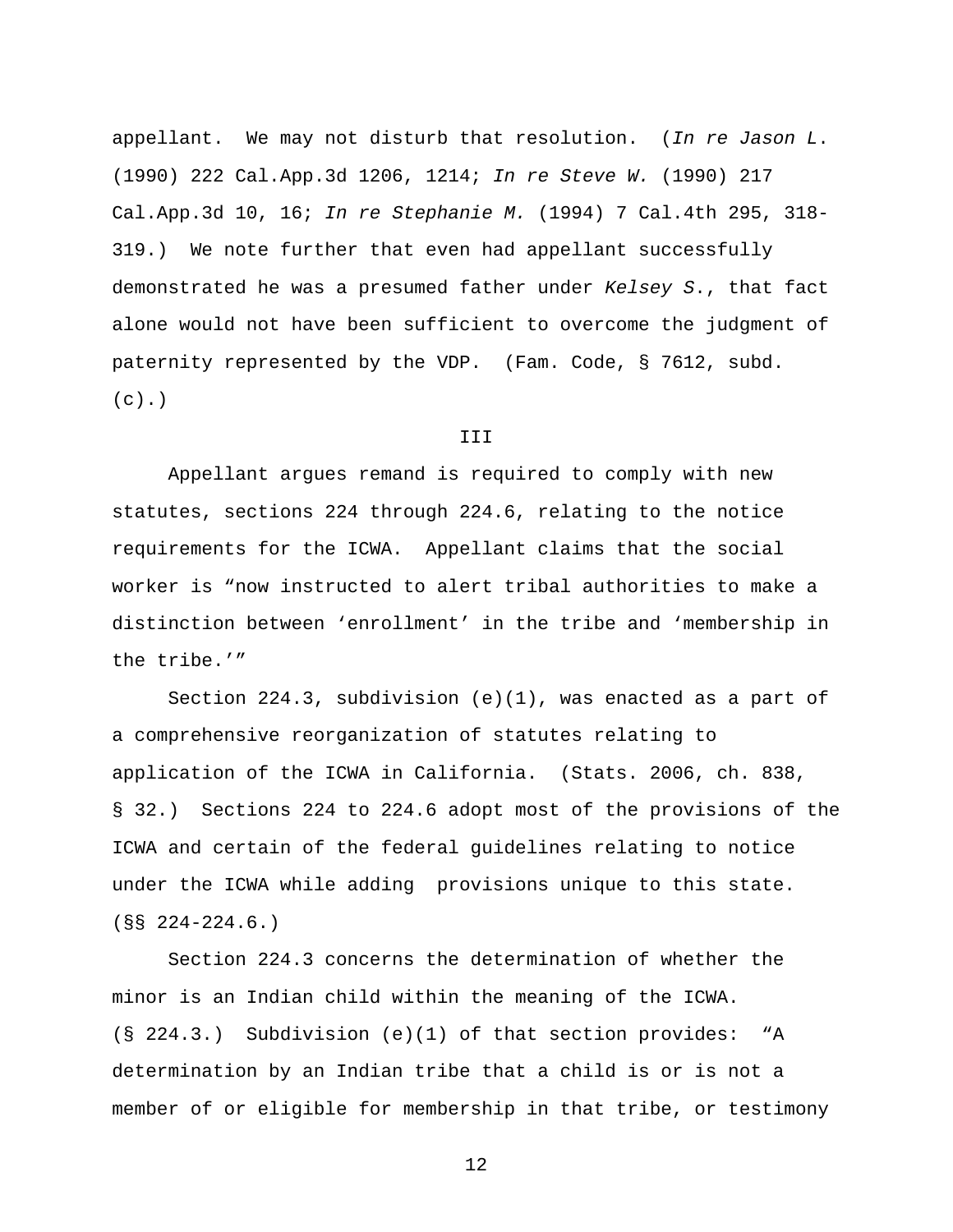appellant. We may not disturb that resolution. (*In re Jason L.* (1990) 222 Cal.App.3d 1206, 1214; *In re Steve W.* (1990) 217 Cal.App.3d 10, 16; *In re Stephanie M.* (1994) 7 Cal.4th 295, 318-319.) We note further that even had appellant successfully demonstrated he was a presumed father under *Kelsey S.*, that fact alone would not have been sufficient to overcome the judgment of paternity represented by the VDP. (Fam. Code, § 7612, subd. (c).)

III

Appellant argues remand is required to comply with new statutes, sections 224 through 224.6, relating to the notice requirements for the ICWA. Appellant claims that the social worker is "now instructed to alert tribal authorities to make a distinction between 'enrollment' in the tribe and 'membership in the tribe.'"

Section 224.3, subdivision (e)(1), was enacted as a part of a comprehensive reorganization of statutes relating to application of the ICWA in California. (Stats. 2006, ch. 838, § 32.) Sections 224 to 224.6 adopt most of the provisions of the ICWA and certain of the federal guidelines relating to notice under the ICWA while adding provisions unique to this state. (§§ 224-224.6.)

Section 224.3 concerns the determination of whether the minor is an Indian child within the meaning of the ICWA. (§ 224.3.) Subdivision (e)(1) of that section provides: "A determination by an Indian tribe that a child is or is not a member of or eligible for membership in that tribe, or testimony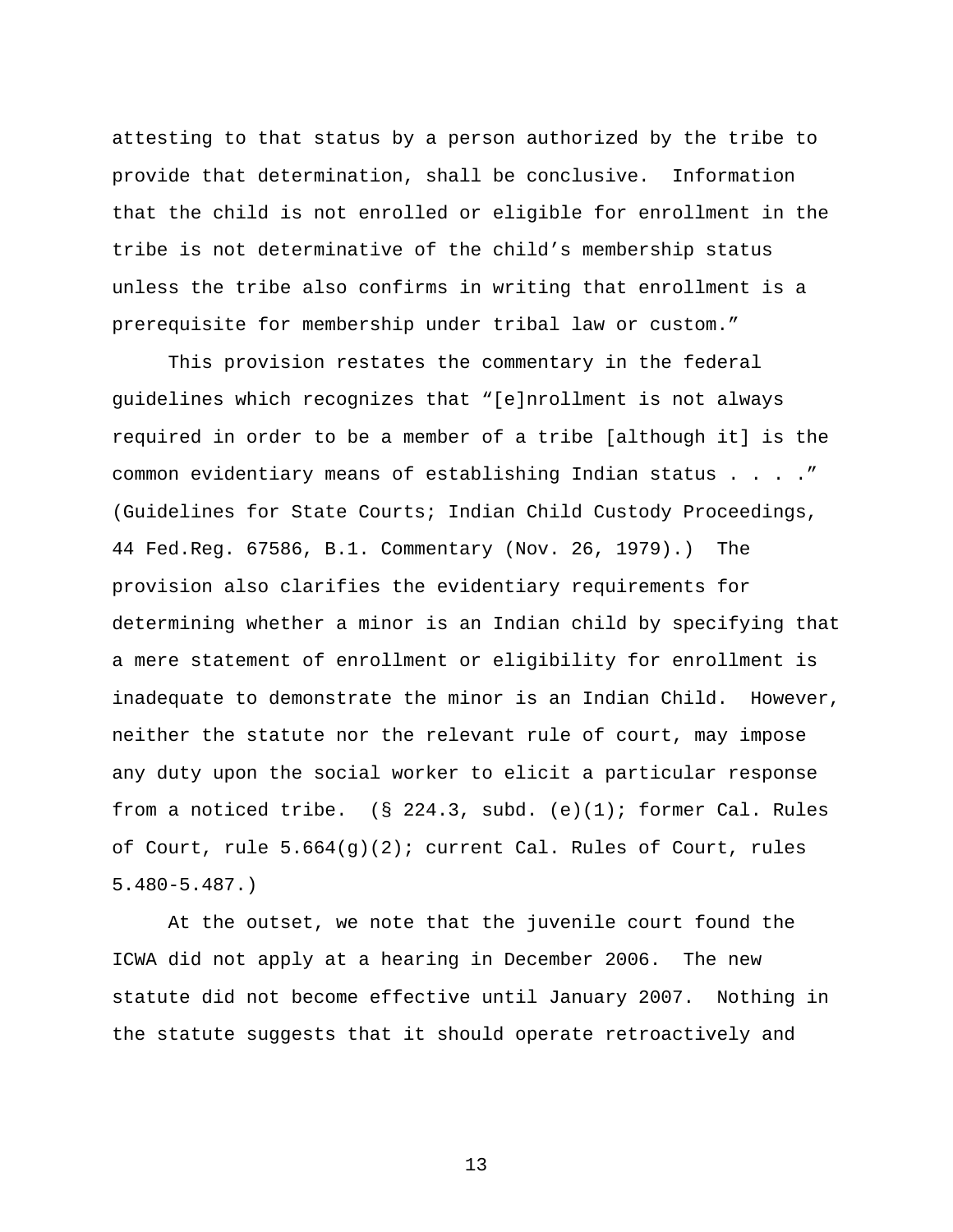attesting to that status by a person authorized by the tribe to provide that determination, shall be conclusive. Information that the child is not enrolled or eligible for enrollment in the tribe is not determinative of the child's membership status unless the tribe also confirms in writing that enrollment is a prerequisite for membership under tribal law or custom."

This provision restates the commentary in the federal guidelines which recognizes that "[e]nrollment is not always required in order to be a member of a tribe [although it] is the common evidentiary means of establishing Indian status . . . ." (Guidelines for State Courts; Indian Child Custody Proceedings, 44 Fed.Reg. 67586, B.1. Commentary (Nov. 26, 1979).) The provision also clarifies the evidentiary requirements for determining whether a minor is an Indian child by specifying that a mere statement of enrollment or eligibility for enrollment is inadequate to demonstrate the minor is an Indian Child. However, neither the statute nor the relevant rule of court, may impose any duty upon the social worker to elicit a particular response from a noticed tribe. (§ 224.3, subd. (e)(1); former Cal. Rules of Court, rule 5.664(g)(2); current Cal. Rules of Court, rules 5.480-5.487.)

At the outset, we note that the juvenile court found the ICWA did not apply at a hearing in December 2006. The new statute did not become effective until January 2007. Nothing in the statute suggests that it should operate retroactively and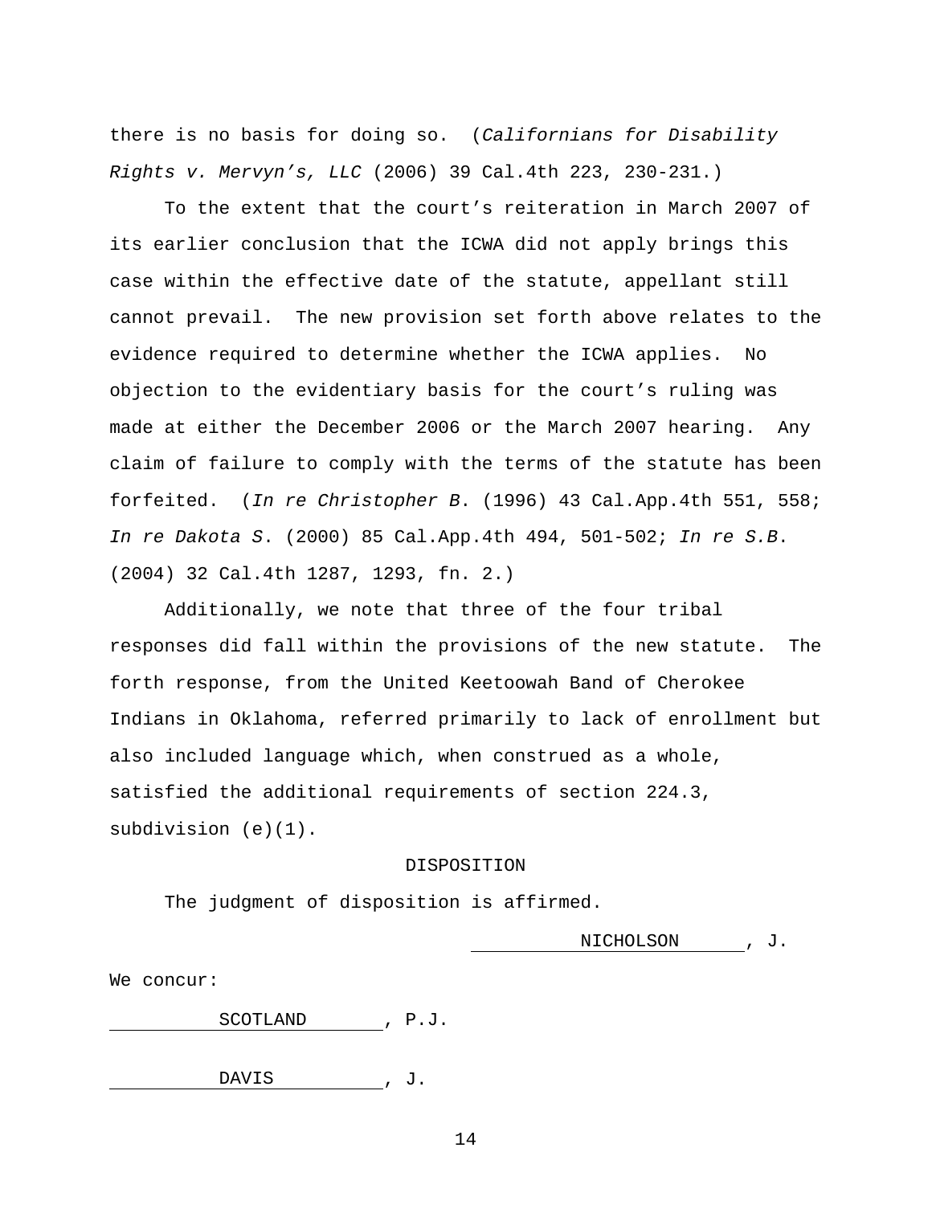there is no basis for doing so. (*Californians for Disability Rights v. Mervyn's, LLC* (2006) 39 Cal.4th 223, 230-231.)

To the extent that the court's reiteration in March 2007 of its earlier conclusion that the ICWA did not apply brings this case within the effective date of the statute, appellant still cannot prevail. The new provision set forth above relates to the evidence required to determine whether the ICWA applies. No objection to the evidentiary basis for the court's ruling was made at either the December 2006 or the March 2007 hearing. Any claim of failure to comply with the terms of the statute has been forfeited. (*In re Christopher B*. (1996) 43 Cal.App.4th 551, 558; *In re Dakota S*. (2000) 85 Cal.App.4th 494, 501-502; *In re S.B*. (2004) 32 Cal.4th 1287, 1293, fn. 2.)

Additionally, we note that three of the four tribal responses did fall within the provisions of the new statute. The forth response, from the United Keetoowah Band of Cherokee Indians in Oklahoma, referred primarily to lack of enrollment but also included language which, when construed as a whole, satisfied the additional requirements of section 224.3, subdivision (e)(1).

## DISPOSITION

The judgment of disposition is affirmed.

NICHOLSON, J.

We concur:

SCOTLAND, P.J.

DAVIS, J.